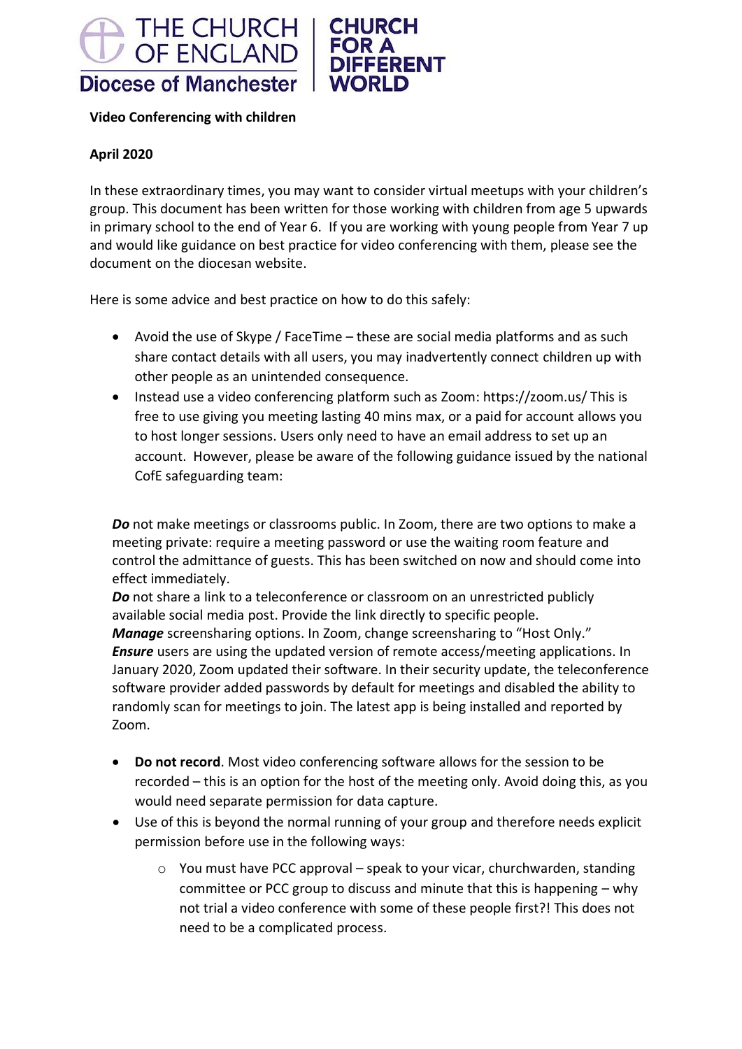THE CHURCH OF ENGLAND
Diocese of Manchester

CHURCH FOR A DIFFERENT WORLD

**Video Conferencing with children**

**April 2020**

In these extraordinary times, you may want to consider virtual meetups with your children's group. This document has been written for those working with children from age 5 upwards in primary school to the end of Year 6. If you are working with young people from Year 7 up and would like guidance on best practice for video conferencing with them, please see the document on the diocesan website.

Here is some advice and best practice on how to do this safely:

- Avoid the use of Skype / FaceTime – these are social media platforms and as such share contact details with all users, you may inadvertently connect children up with other people as an unintended consequence.
- Instead use a video conferencing platform such as Zoom: https://zoom.us/ This is free to use giving you meeting lasting 40 mins max, or a paid for account allows you to host longer sessions. Users only need to have an email address to set up an account. However, please be aware of the following guidance issued by the national CofE safeguarding team:

***Do*** not make meetings or classrooms public. In Zoom, there are two options to make a meeting private: require a meeting password or use the waiting room feature and control the admittance of guests. This has been switched on now and should come into effect immediately.
***Do*** not share a link to a teleconference or classroom on an unrestricted publicly available social media post. Provide the link directly to specific people.
***Manage*** screensharing options. In Zoom, change screensharing to "Host Only."
***Ensure*** users are using the updated version of remote access/meeting applications. In January 2020, Zoom updated their software. In their security update, the teleconference software provider added passwords by default for meetings and disabled the ability to randomly scan for meetings to join. The latest app is being installed and reported by Zoom.

- **Do not record**. Most video conferencing software allows for the session to be recorded – this is an option for the host of the meeting only. Avoid doing this, as you would need separate permission for data capture.
- Use of this is beyond the normal running of your group and therefore needs explicit permission before use in the following ways:
    - You must have PCC approval – speak to your vicar, churchwarden, standing committee or PCC group to discuss and minute that this is happening – why not trial a video conference with some of these people first?! This does not need to be a complicated process.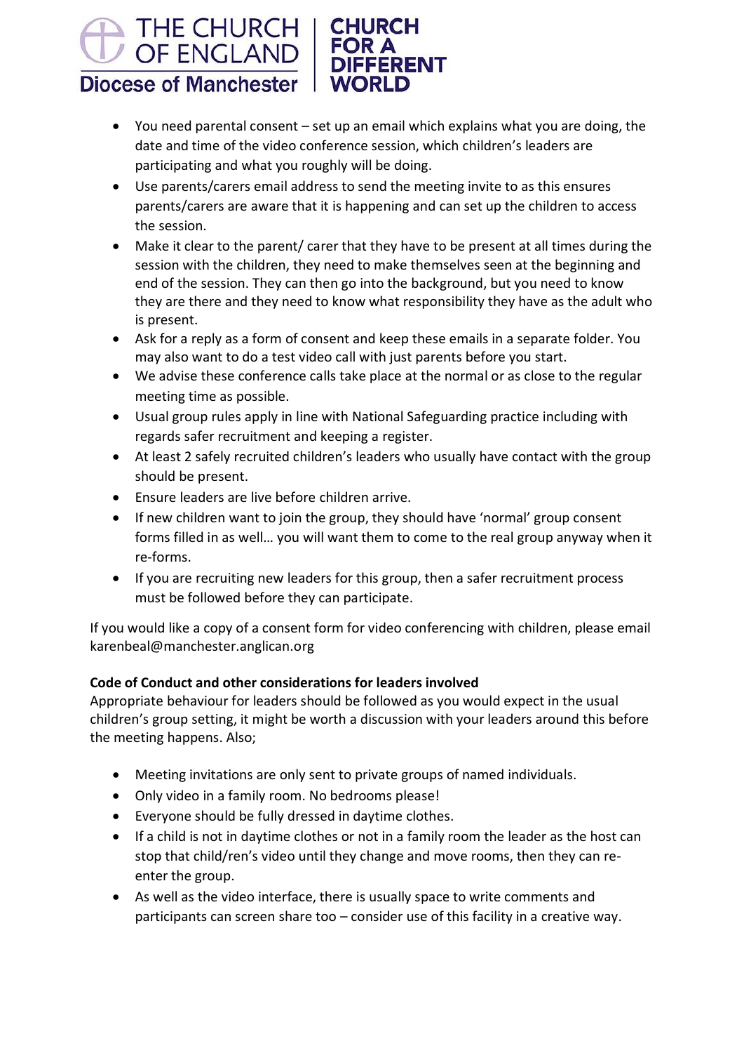- You need parental consent – set up an email which explains what you are doing, the date and time of the video conference session, which children's leaders are participating and what you roughly will be doing.
- Use parents/carers email address to send the meeting invite to as this ensures parents/carers are aware that it is happening and can set up the children to access the session.
- Make it clear to the parent/ carer that they have to be present at all times during the session with the children, they need to make themselves seen at the beginning and end of the session. They can then go into the background, but you need to know they are there and they need to know what responsibility they have as the adult who is present.
- Ask for a reply as a form of consent and keep these emails in a separate folder. You may also want to do a test video call with just parents before you start.
- We advise these conference calls take place at the normal or as close to the regular meeting time as possible.
- Usual group rules apply in line with National Safeguarding practice including with regards safer recruitment and keeping a register.
- At least 2 safely recruited children's leaders who usually have contact with the group should be present.
- Ensure leaders are live before children arrive.
- If new children want to join the group, they should have 'normal' group consent forms filled in as well… you will want them to come to the real group anyway when it re-forms.
- If you are recruiting new leaders for this group, then a safer recruitment process must be followed before they can participate.

If you would like a copy of a consent form for video conferencing with children, please email karenbeal@manchester.anglican.org

**Code of Conduct and other considerations for leaders involved**

Appropriate behaviour for leaders should be followed as you would expect in the usual children's group setting, it might be worth a discussion with your leaders around this before the meeting happens. Also;

- Meeting invitations are only sent to private groups of named individuals.
- Only video in a family room. No bedrooms please!
- Everyone should be fully dressed in daytime clothes.
- If a child is not in daytime clothes or not in a family room the leader as the host can stop that child/ren's video until they change and move rooms, then they can re-enter the group.
- As well as the video interface, there is usually space to write comments and participants can screen share too – consider use of this facility in a creative way.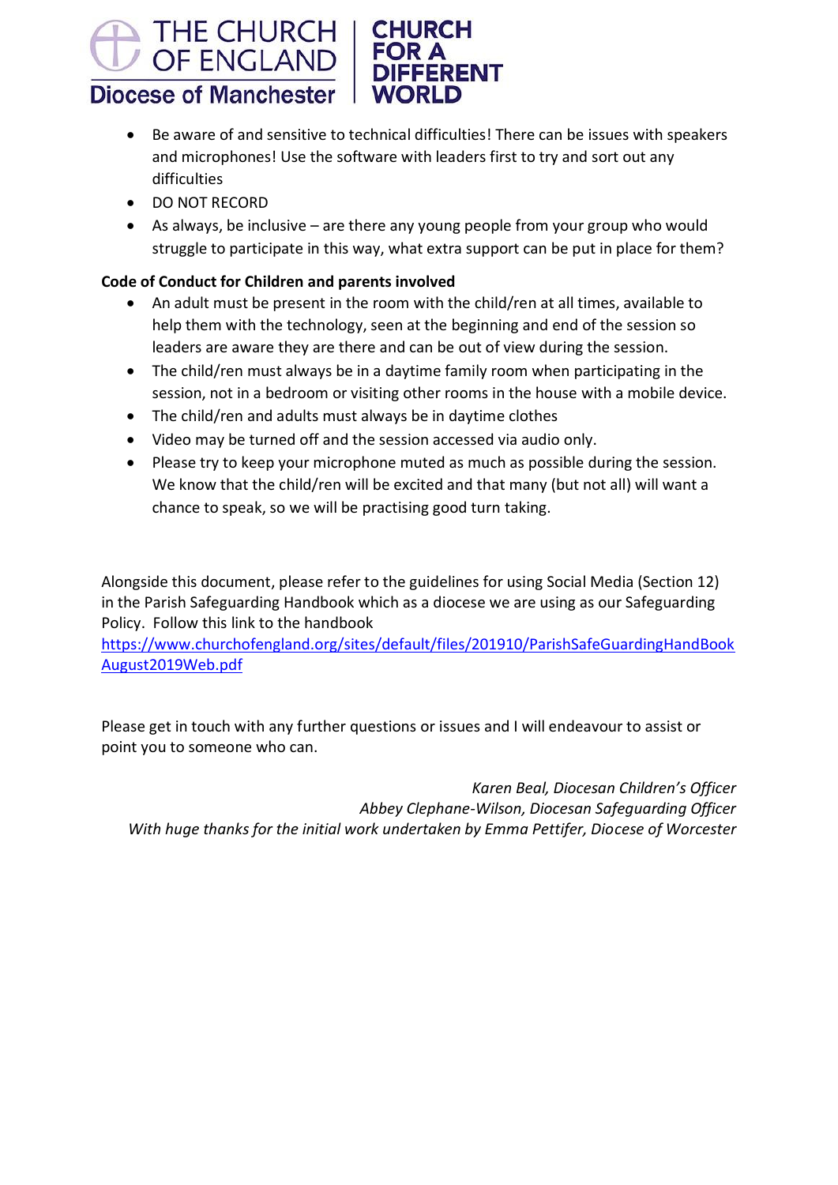- Be aware of and sensitive to technical difficulties! There can be issues with speakers and microphones! Use the software with leaders first to try and sort out any difficulties
- DO NOT RECORD
- As always, be inclusive – are there any young people from your group who would struggle to participate in this way, what extra support can be put in place for them?

**Code of Conduct for Children and parents involved**

- An adult must be present in the room with the child/ren at all times, available to help them with the technology, seen at the beginning and end of the session so leaders are aware they are there and can be out of view during the session.
- The child/ren must always be in a daytime family room when participating in the session, not in a bedroom or visiting other rooms in the house with a mobile device.
- The child/ren and adults must always be in daytime clothes
- Video may be turned off and the session accessed via audio only.
- Please try to keep your microphone muted as much as possible during the session. We know that the child/ren will be excited and that many (but not all) will want a chance to speak, so we will be practising good turn taking.

Alongside this document, please refer to the guidelines for using Social Media (Section 12) in the Parish Safeguarding Handbook which as a diocese we are using as our Safeguarding Policy. Follow this link to the handbook https://www.churchofengland.org/sites/default/files/201910/ParishSafeGuardingHandBookAugust2019Web.pdf

Please get in touch with any further questions or issues and I will endeavour to assist or point you to someone who can.

*Karen Beal, Diocesan Children's Officer*
*Abbey Clephane-Wilson, Diocesan Safeguarding Officer*
*With huge thanks for the initial work undertaken by Emma Pettifer, Diocese of Worcester*